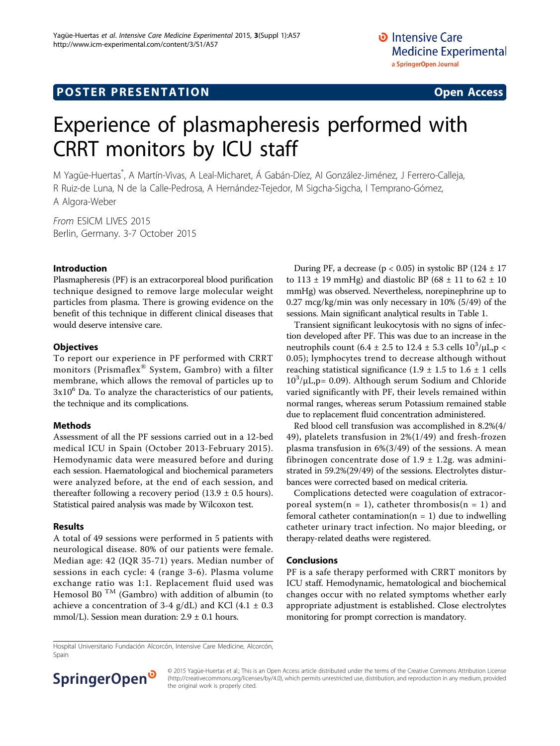POSTER PRESENTATION Open Access

# Experience of plasmapheresis performed with CRRT monitors by ICU staff

M Yagüe-Huertas*, A Martín-Vivas, A Leal-Micharet, Á Gabán-Díez, AI González-Jiménez, J Ferrero-Calleja, R Ruiz-de Luna, N de la Calle-Pedrosa, A Hernández-Tejedor, M Sigcha-Sigcha, I Temprano-Gómez, A Algora-Weber

*From* ESICM LIVES 2015
Berlin, Germany. 3-7 October 2015

## Introduction

Plasmapheresis (PF) is an extracorporeal blood purification technique designed to remove large molecular weight particles from plasma. There is growing evidence on the benefit of this technique in different clinical diseases that would deserve intensive care.

## Objectives

To report our experience in PF performed with CRRT monitors (Prismaflex® System, Gambro) with a filter membrane, which allows the removal of particles up to $3x10^6$ Da. To analyze the characteristics of our patients, the technique and its complications.

## Methods

Assessment of all the PF sessions carried out in a 12-bed medical ICU in Spain (October 2013-February 2015). Hemodynamic data were measured before and during each session. Haematological and biochemical parameters were analyzed before, at the end of each session, and thereafter following a recovery period (13.9 ± 0.5 hours). Statistical paired analysis was made by Wilcoxon test.

## Results

A total of 49 sessions were performed in 5 patients with neurological disease. 80% of our patients were female. Median age: 42 (IQR 35-71) years. Median number of sessions in each cycle: 4 (range 3-6). Plasma volume exchange ratio was 1:1. Replacement fluid used was Hemosol B0 ™ (Gambro) with addition of albumin (to achieve a concentration of 3-4 g/dL) and KCl (4.1 ± 0.3 mmol/L). Session mean duration: 2.9 ± 0.1 hours.

During PF, a decrease ($p < 0.05$) in systolic BP (124 ± 17 to 113 ± 19 mmHg) and diastolic BP (68 ± 11 to 62 ± 10 mmHg) was observed. Nevertheless, norepinephrine up to 0.27 mcg/kg/min was only necessary in 10% (5/49) of the sessions. Main significant analytical results in Table 1.

Transient significant leukocytosis with no signs of infection developed after PF. This was due to an increase in the neutrophils count (6.4 ± 2.5 to 12.4 ± 5.3 cells $10^3/\mu L$, $p < 0.05$); lymphocytes trend to decrease although without reaching statistical significance (1.9 ± 1.5 to 1.6 ± 1 cells $10^3/\mu L$, $p = 0.09$). Although serum Sodium and Chloride varied significantly with PF, their levels remained within normal ranges, whereas serum Potassium remained stable due to replacement fluid concentration administered.

Red blood cell transfusion was accomplished in 8.2%(4/49), platelets transfusion in 2%(1/49) and fresh-frozen plasma transfusion in 6%(3/49) of the sessions. A mean fibrinogen concentrate dose of 1.9 ± 1.2g. was administrated in 59.2%(29/49) of the sessions. Electrolytes disturbances were corrected based on medical criteria.

Complications detected were coagulation of extracorporeal system(n = 1), catheter thrombosis(n = 1) and femoral catheter contamination(n = 1) due to indwelling catheter urinary tract infection. No major bleeding, or therapy-related deaths were registered.

## Conclusions

PF is a safe therapy performed with CRRT monitors by ICU staff. Hemodynamic, hematological and biochemical changes occur with no related symptoms whether early appropriate adjustment is established. Close electrolytes monitoring for prompt correction is mandatory.

Hospital Universitario Fundación Alcorcón, Intensive Care Medicine, Alcorcón, Spain

© 2015 Yagüe-Huertas et al.; This is an Open Access article distributed under the terms of the Creative Commons Attribution License (http://creativecommons.org/licenses/by/4.0), which permits unrestricted use, distribution, and reproduction in any medium, provided the original work is properly cited.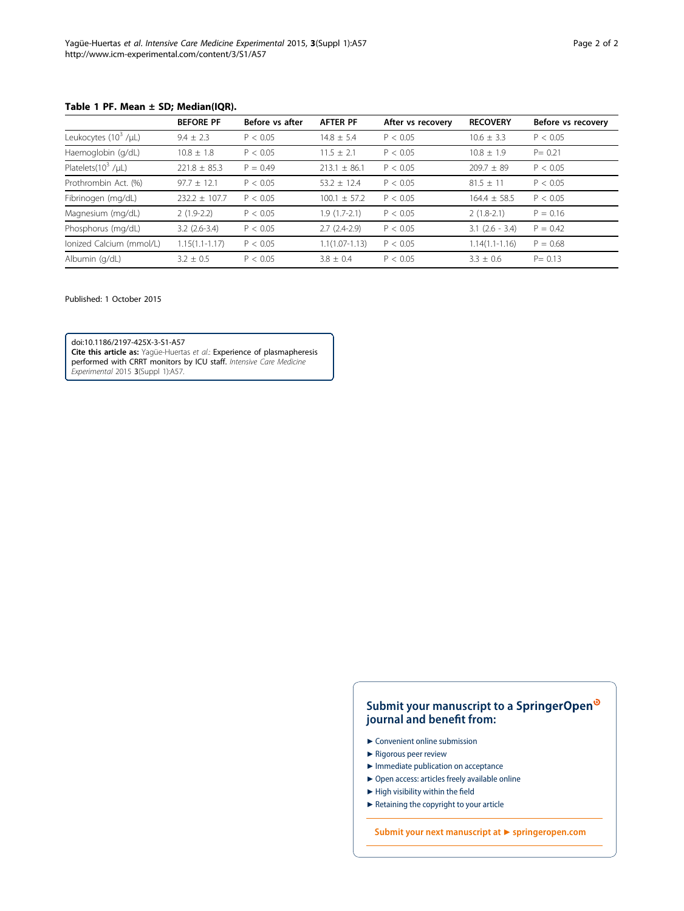**Table 1 PF. Mean ± SD; Median(IQR).**

| | BEFORE PF | Before vs after | AFTER PF | After vs recovery | RECOVERY | Before vs recovery |
|---|---|---|---|---|---|---|
| Leukocytes ($10^3$ /μL) | 9.4 ± 2.3 | P < 0.05 | 14.8 ± 5.4 | P < 0.05 | 10.6 ± 3.3 | P < 0.05 |
| Haemoglobin (g/dL) | 10.8 ± 1.8 | P < 0.05 | 11.5 ± 2.1 | P < 0.05 | 10.8 ± 1.9 | P= 0.21 |
| Platelets($10^3$ /μL) | 221.8 ± 85.3 | P = 0.49 | 213.1 ± 86.1 | P < 0.05 | 209.7 ± 89 | P < 0.05 |
| Prothrombin Act. (%) | 97.7 ± 12.1 | P < 0.05 | 53.2 ± 12.4 | P < 0.05 | 81.5 ± 11 | P < 0.05 |
| Fibrinogen (mg/dL) | 232.2 ± 107.7 | P < 0.05 | 100.1 ± 57.2 | P < 0.05 | 164.4 ± 58.5 | P < 0.05 |
| Magnesium (mg/dL) | 2 (1.9-2.2) | P < 0.05 | 1.9 (1.7-2.1) | P < 0.05 | 2 (1.8-2.1) | P = 0.16 |
| Phosphorus (mg/dL) | 3.2 (2.6-3.4) | P < 0.05 | 2.7 (2.4-2.9) | P < 0.05 | 3.1 (2.6 - 3.4) | P = 0.42 |
| Ionized Calcium (mmol/L) | 1.15(1.1-1.17) | P < 0.05 | 1.1(1.07-1.13) | P < 0.05 | 1.14(1.1-1.16) | P = 0.68 |
| Albumin (g/dL) | 3.2 ± 0.5 | P < 0.05 | 3.8 ± 0.4 | P < 0.05 | 3.3 ± 0.6 | P= 0.13 |

Published: 1 October 2015

doi:10.1186/2197-425X-3-S1-A57
**Cite this article as:** Yagüe-Huertas *et al.*: Experience of plasmapheresis performed with CRRT monitors by ICU staff. *Intensive Care Medicine Experimental* 2015 **3**(Suppl 1):A57.

**Submit your manuscript to a SpringerOpen journal and benefit from:**

- ► Convenient online submission
- ► Rigorous peer review
- ► Immediate publication on acceptance
- ► Open access: articles freely available online
- ► High visibility within the field
- ► Retaining the copyright to your article

**Submit your next manuscript at ► springeropen.com**